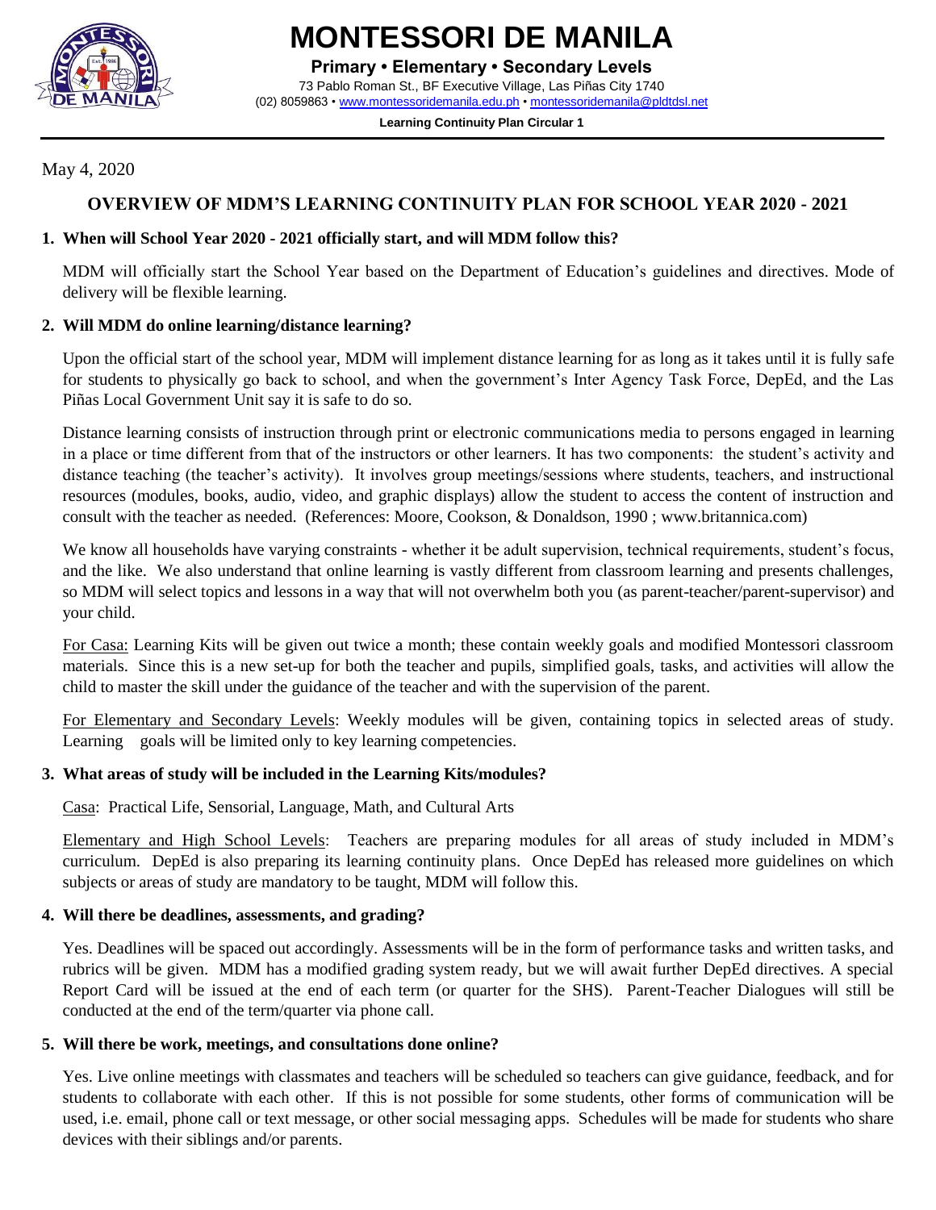# MONTESSORI DE MANILA

**Primary • Elementary • Secondary Levels**

73 Pablo Roman St., BF Executive Village, Las Piñas City 1740

(02) 8059863 • www.montessoridemanila.edu.ph • montessoridemanila@pldtdsl.net

**Learning Continuity Plan Circular 1**

May 4, 2020

## OVERVIEW OF MDM'S LEARNING CONTINUITY PLAN FOR SCHOOL YEAR 2020 - 2021

**1. When will School Year 2020 - 2021 officially start, and will MDM follow this?**

MDM will officially start the School Year based on the Department of Education's guidelines and directives. Mode of delivery will be flexible learning.

**2. Will MDM do online learning/distance learning?**

Upon the official start of the school year, MDM will implement distance learning for as long as it takes until it is fully safe for students to physically go back to school, and when the government's Inter Agency Task Force, DepEd, and the Las Piñas Local Government Unit say it is safe to do so.

Distance learning consists of instruction through print or electronic communications media to persons engaged in learning in a place or time different from that of the instructors or other learners. It has two components: the student's activity and distance teaching (the teacher's activity). It involves group meetings/sessions where students, teachers, and instructional resources (modules, books, audio, video, and graphic displays) allow the student to access the content of instruction and consult with the teacher as needed. (References: Moore, Cookson, & Donaldson, 1990 ; www.britannica.com)

We know all households have varying constraints - whether it be adult supervision, technical requirements, student's focus, and the like. We also understand that online learning is vastly different from classroom learning and presents challenges, so MDM will select topics and lessons in a way that will not overwhelm both you (as parent-teacher/parent-supervisor) and your child.

For Casa: Learning Kits will be given out twice a month; these contain weekly goals and modified Montessori classroom materials. Since this is a new set-up for both the teacher and pupils, simplified goals, tasks, and activities will allow the child to master the skill under the guidance of the teacher and with the supervision of the parent.

For Elementary and Secondary Levels: Weekly modules will be given, containing topics in selected areas of study. Learning goals will be limited only to key learning competencies.

**3. What areas of study will be included in the Learning Kits/modules?**

Casa: Practical Life, Sensorial, Language, Math, and Cultural Arts

Elementary and High School Levels: Teachers are preparing modules for all areas of study included in MDM's curriculum. DepEd is also preparing its learning continuity plans. Once DepEd has released more guidelines on which subjects or areas of study are mandatory to be taught, MDM will follow this.

**4. Will there be deadlines, assessments, and grading?**

Yes. Deadlines will be spaced out accordingly. Assessments will be in the form of performance tasks and written tasks, and rubrics will be given. MDM has a modified grading system ready, but we will await further DepEd directives. A special Report Card will be issued at the end of each term (or quarter for the SHS). Parent-Teacher Dialogues will still be conducted at the end of the term/quarter via phone call.

**5. Will there be work, meetings, and consultations done online?**

Yes. Live online meetings with classmates and teachers will be scheduled so teachers can give guidance, feedback, and for students to collaborate with each other. If this is not possible for some students, other forms of communication will be used, i.e. email, phone call or text message, or other social messaging apps. Schedules will be made for students who share devices with their siblings and/or parents.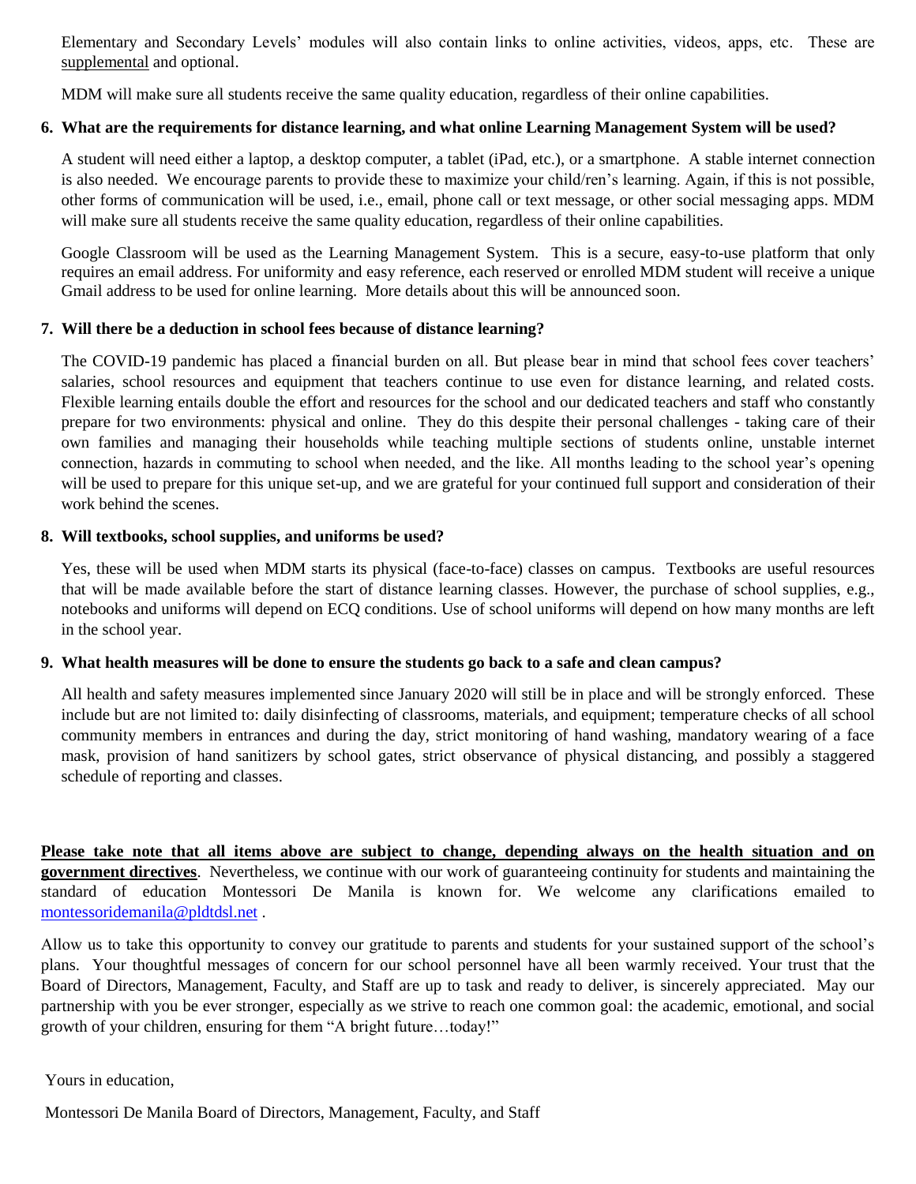Elementary and Secondary Levels' modules will also contain links to online activities, videos, apps, etc. These are <u>supplemental</u> and optional.

MDM will make sure all students receive the same quality education, regardless of their online capabilities.

**6. What are the requirements for distance learning, and what online Learning Management System will be used?**

A student will need either a laptop, a desktop computer, a tablet (iPad, etc.), or a smartphone. A stable internet connection is also needed. We encourage parents to provide these to maximize your child/ren's learning. Again, if this is not possible, other forms of communication will be used, i.e., email, phone call or text message, or other social messaging apps. MDM will make sure all students receive the same quality education, regardless of their online capabilities.

Google Classroom will be used as the Learning Management System. This is a secure, easy-to-use platform that only requires an email address. For uniformity and easy reference, each reserved or enrolled MDM student will receive a unique Gmail address to be used for online learning. More details about this will be announced soon.

**7. Will there be a deduction in school fees because of distance learning?**

The COVID-19 pandemic has placed a financial burden on all. But please bear in mind that school fees cover teachers' salaries, school resources and equipment that teachers continue to use even for distance learning, and related costs. Flexible learning entails double the effort and resources for the school and our dedicated teachers and staff who constantly prepare for two environments: physical and online. They do this despite their personal challenges - taking care of their own families and managing their households while teaching multiple sections of students online, unstable internet connection, hazards in commuting to school when needed, and the like. All months leading to the school year's opening will be used to prepare for this unique set-up, and we are grateful for your continued full support and consideration of their work behind the scenes.

**8. Will textbooks, school supplies, and uniforms be used?**

Yes, these will be used when MDM starts its physical (face-to-face) classes on campus. Textbooks are useful resources that will be made available before the start of distance learning classes. However, the purchase of school supplies, e.g., notebooks and uniforms will depend on ECQ conditions. Use of school uniforms will depend on how many months are left in the school year.

**9. What health measures will be done to ensure the students go back to a safe and clean campus?**

All health and safety measures implemented since January 2020 will still be in place and will be strongly enforced. These include but are not limited to: daily disinfecting of classrooms, materials, and equipment; temperature checks of all school community members in entrances and during the day, strict monitoring of hand washing, mandatory wearing of a face mask, provision of hand sanitizers by school gates, strict observance of physical distancing, and possibly a staggered schedule of reporting and classes.

**<u>Please take note that all items above are subject to change, depending always on the health situation and on government directives</u>**. Nevertheless, we continue with our work of guaranteeing continuity for students and maintaining the standard of education Montessori De Manila is known for. We welcome any clarifications emailed to montessoridemanila@pldtdsl.net .

Allow us to take this opportunity to convey our gratitude to parents and students for your sustained support of the school's plans. Your thoughtful messages of concern for our school personnel have all been warmly received. Your trust that the Board of Directors, Management, Faculty, and Staff are up to task and ready to deliver, is sincerely appreciated. May our partnership with you be ever stronger, especially as we strive to reach one common goal: the academic, emotional, and social growth of your children, ensuring for them "A bright future…today!"

Yours in education,

Montessori De Manila Board of Directors, Management, Faculty, and Staff